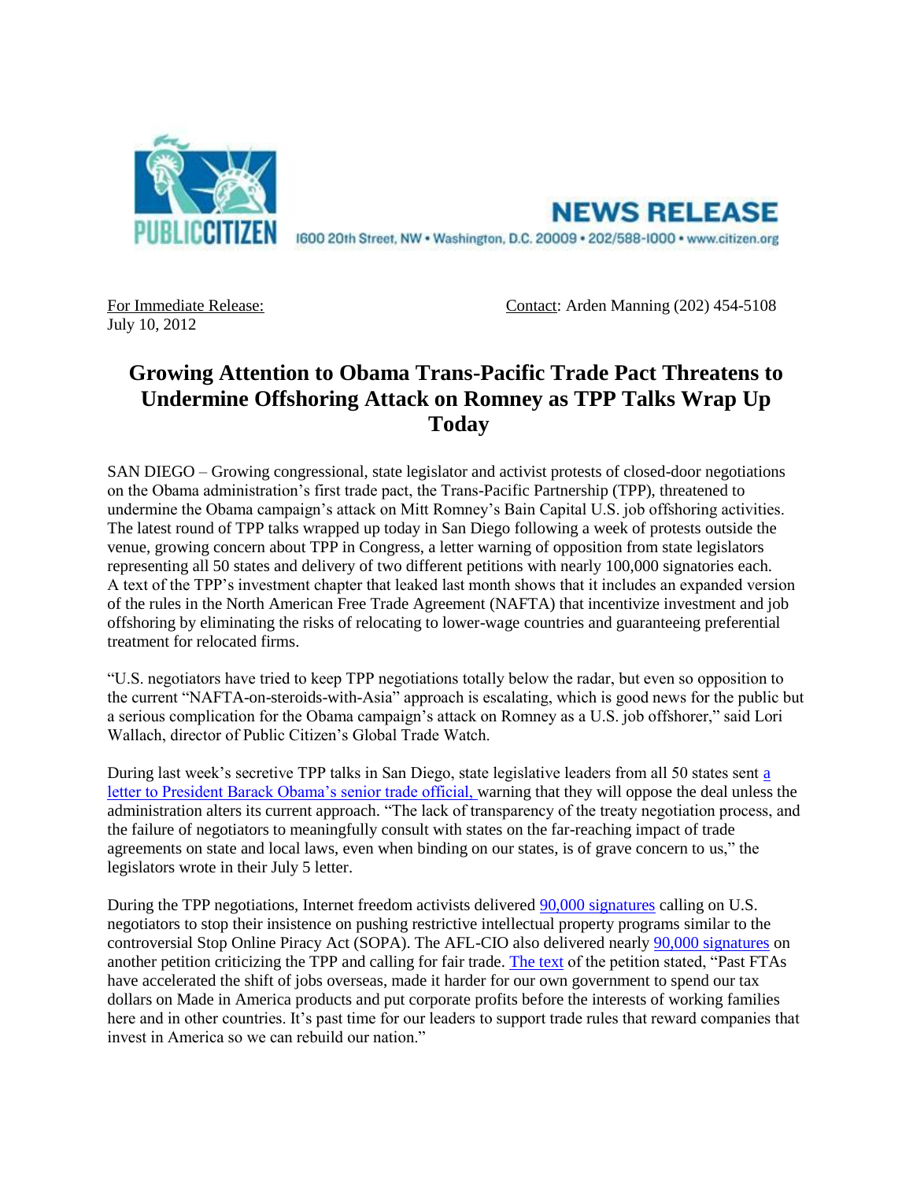PUBLIC CITIZEN

**NEWS RELEASE**

1600 20th Street, NW • Washington, D.C. 20009 • 202/588-1000 • www.citizen.org

For Immediate Release:
July 10, 2012

Contact: Arden Manning (202) 454-5108

# Growing Attention to Obama Trans-Pacific Trade Pact Threatens to Undermine Offshoring Attack on Romney as TPP Talks Wrap Up Today

SAN DIEGO – Growing congressional, state legislator and activist protests of closed-door negotiations on the Obama administration's first trade pact, the Trans-Pacific Partnership (TPP), threatened to undermine the Obama campaign's attack on Mitt Romney's Bain Capital U.S. job offshoring activities. The latest round of TPP talks wrapped up today in San Diego following a week of protests outside the venue, growing concern about TPP in Congress, a letter warning of opposition from state legislators representing all 50 states and delivery of two different petitions with nearly 100,000 signatories each. A text of the TPP's investment chapter that leaked last month shows that it includes an expanded version of the rules in the North American Free Trade Agreement (NAFTA) that incentivize investment and job offshoring by eliminating the risks of relocating to lower-wage countries and guaranteeing preferential treatment for relocated firms.

"U.S. negotiators have tried to keep TPP negotiations totally below the radar, but even so opposition to the current "NAFTA-on-steroids-with-Asia" approach is escalating, which is good news for the public but a serious complication for the Obama campaign's attack on Romney as a U.S. job offshorer," said Lori Wallach, director of Public Citizen's Global Trade Watch.

During last week's secretive TPP talks in San Diego, state legislative leaders from all 50 states sent a letter to President Barack Obama's senior trade official, warning that they will oppose the deal unless the administration alters its current approach. "The lack of transparency of the treaty negotiation process, and the failure of negotiators to meaningfully consult with states on the far-reaching impact of trade agreements on state and local laws, even when binding on our states, is of grave concern to us," the legislators wrote in their July 5 letter.

During the TPP negotiations, Internet freedom activists delivered 90,000 signatures calling on U.S. negotiators to stop their insistence on pushing restrictive intellectual property programs similar to the controversial Stop Online Piracy Act (SOPA). The AFL-CIO also delivered nearly 90,000 signatures on another petition criticizing the TPP and calling for fair trade. The text of the petition stated, "Past FTAs have accelerated the shift of jobs overseas, made it harder for our own government to spend our tax dollars on Made in America products and put corporate profits before the interests of working families here and in other countries. It's past time for our leaders to support trade rules that reward companies that invest in America so we can rebuild our nation."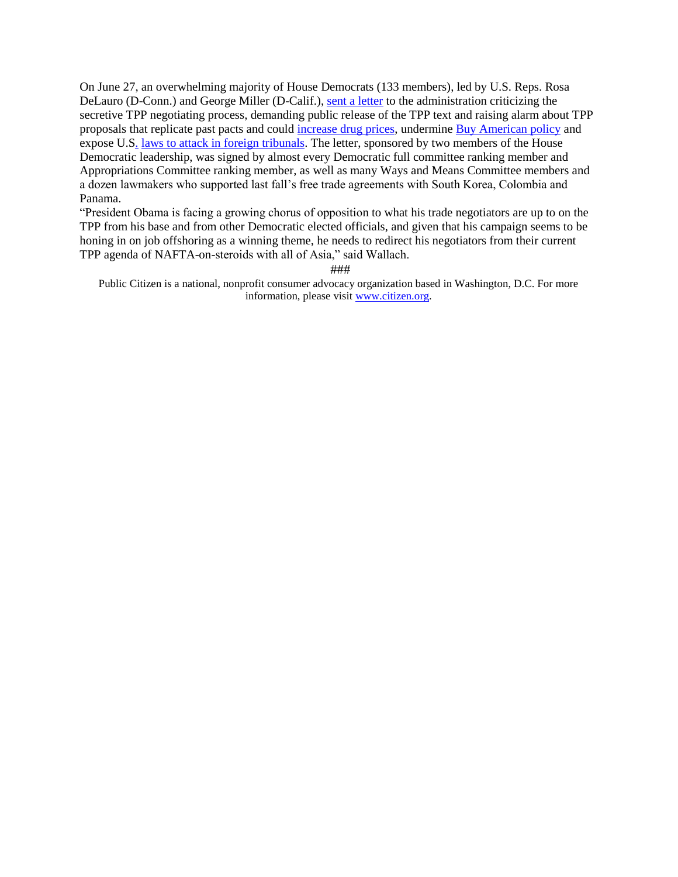On June 27, an overwhelming majority of House Democrats (133 members), led by U.S. Reps. Rosa DeLauro (D-Conn.) and George Miller (D-Calif.), sent a letter to the administration criticizing the secretive TPP negotiating process, demanding public release of the TPP text and raising alarm about TPP proposals that replicate past pacts and could increase drug prices, undermine Buy American policy and expose U.S. laws to attack in foreign tribunals. The letter, sponsored by two members of the House Democratic leadership, was signed by almost every Democratic full committee ranking member and Appropriations Committee ranking member, as well as many Ways and Means Committee members and a dozen lawmakers who supported last fall's free trade agreements with South Korea, Colombia and Panama.

"President Obama is facing a growing chorus of opposition to what his trade negotiators are up to on the TPP from his base and from other Democratic elected officials, and given that his campaign seems to be honing in on job offshoring as a winning theme, he needs to redirect his negotiators from their current TPP agenda of NAFTA-on-steroids with all of Asia," said Wallach.

###

Public Citizen is a national, nonprofit consumer advocacy organization based in Washington, D.C. For more information, please visit www.citizen.org.